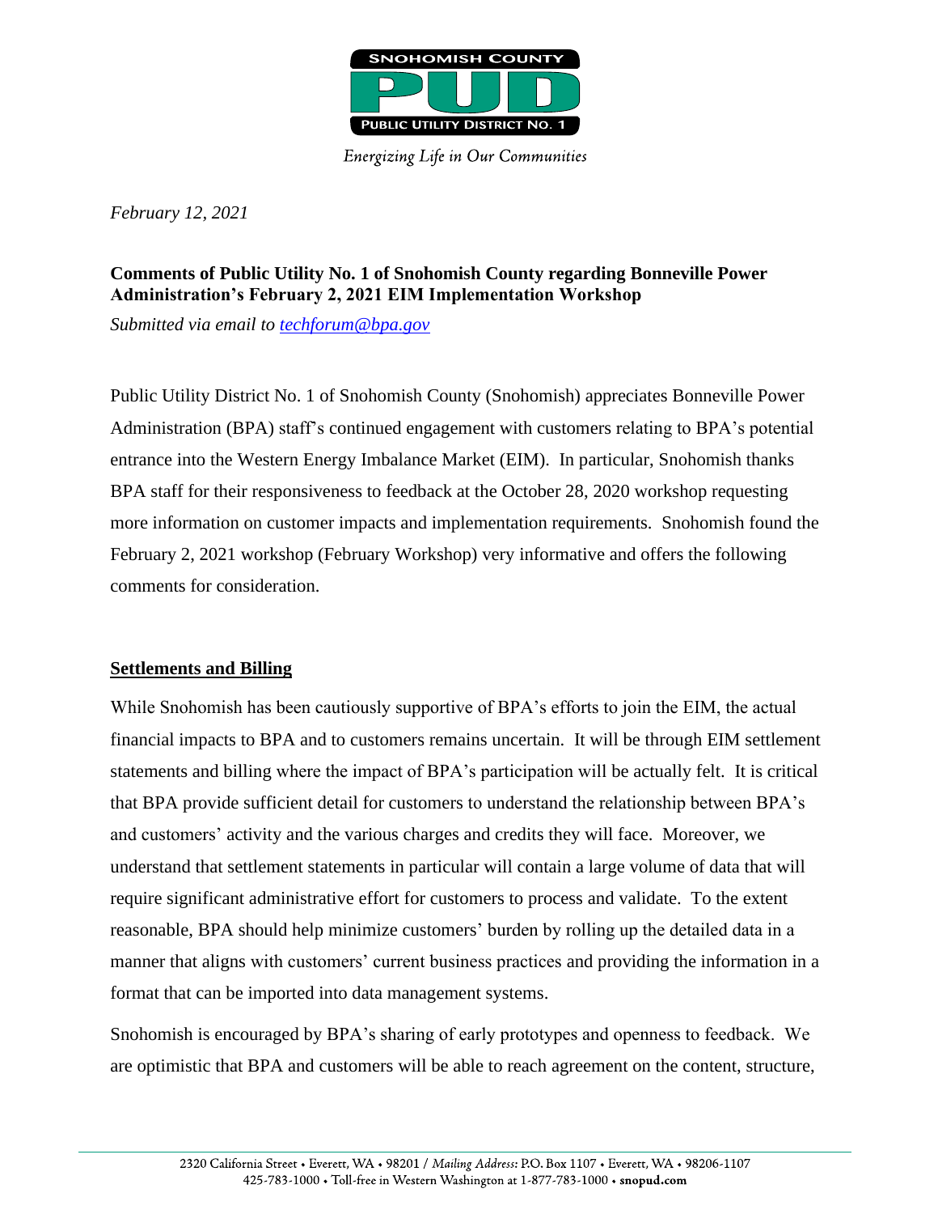*February 12, 2021*

**Comments of Public Utility No. 1 of Snohomish County regarding Bonneville Power Administration's February 2, 2021 EIM Implementation Workshop**

*Submitted via email to techforum@bpa.gov*

Public Utility District No. 1 of Snohomish County (Snohomish) appreciates Bonneville Power Administration (BPA) staff's continued engagement with customers relating to BPA's potential entrance into the Western Energy Imbalance Market (EIM). In particular, Snohomish thanks BPA staff for their responsiveness to feedback at the October 28, 2020 workshop requesting more information on customer impacts and implementation requirements. Snohomish found the February 2, 2021 workshop (February Workshop) very informative and offers the following comments for consideration.

## Settlements and Billing

While Snohomish has been cautiously supportive of BPA's efforts to join the EIM, the actual financial impacts to BPA and to customers remains uncertain. It will be through EIM settlement statements and billing where the impact of BPA's participation will be actually felt. It is critical that BPA provide sufficient detail for customers to understand the relationship between BPA's and customers' activity and the various charges and credits they will face. Moreover, we understand that settlement statements in particular will contain a large volume of data that will require significant administrative effort for customers to process and validate. To the extent reasonable, BPA should help minimize customers' burden by rolling up the detailed data in a manner that aligns with customers' current business practices and providing the information in a format that can be imported into data management systems.

Snohomish is encouraged by BPA's sharing of early prototypes and openness to feedback. We are optimistic that BPA and customers will be able to reach agreement on the content, structure,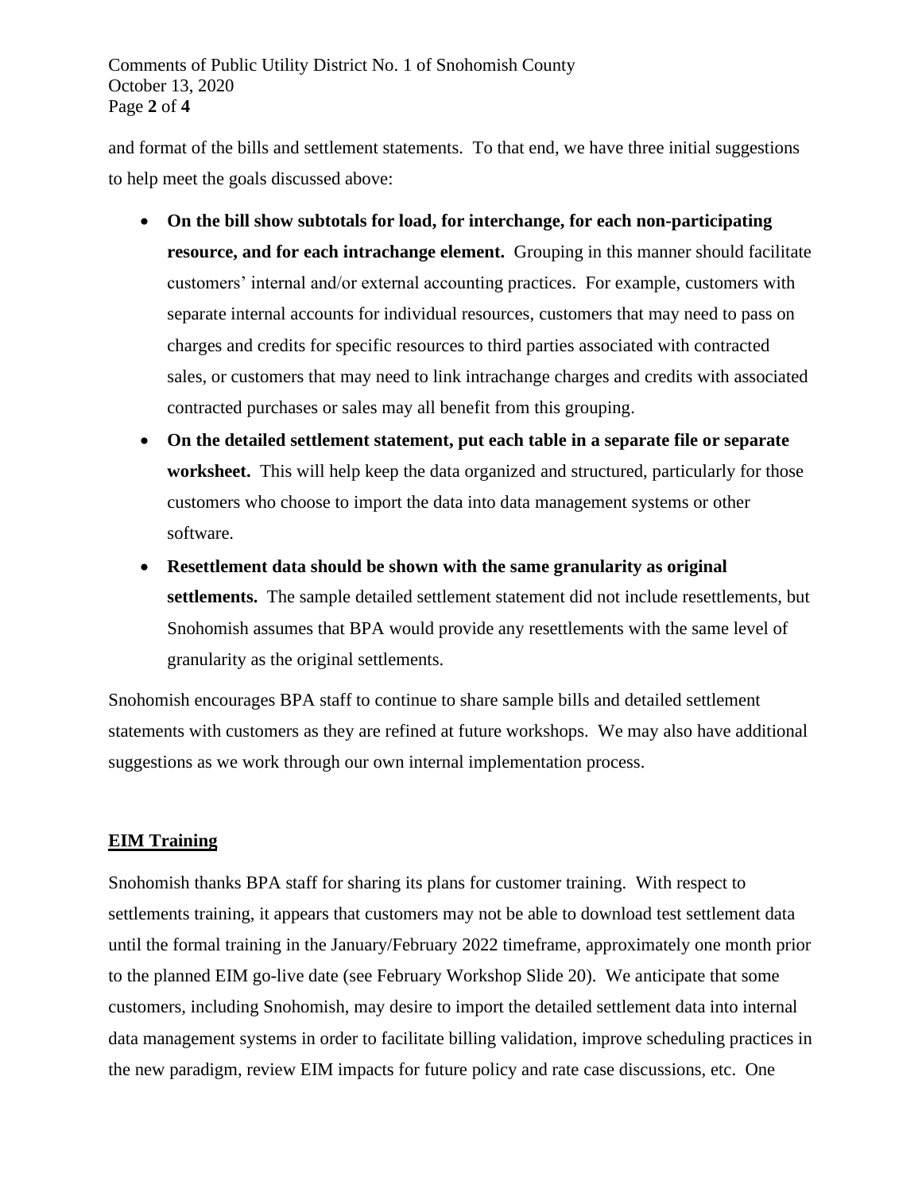and format of the bills and settlement statements. To that end, we have three initial suggestions to help meet the goals discussed above:

- **On the bill show subtotals for load, for interchange, for each non-participating resource, and for each intrachange element.** Grouping in this manner should facilitate customers' internal and/or external accounting practices. For example, customers with separate internal accounts for individual resources, customers that may need to pass on charges and credits for specific resources to third parties associated with contracted sales, or customers that may need to link intrachange charges and credits with associated contracted purchases or sales may all benefit from this grouping.
- **On the detailed settlement statement, put each table in a separate file or separate worksheet.** This will help keep the data organized and structured, particularly for those customers who choose to import the data into data management systems or other software.
- **Resettlement data should be shown with the same granularity as original settlements.** The sample detailed settlement statement did not include resettlements, but Snohomish assumes that BPA would provide any resettlements with the same level of granularity as the original settlements.

Snohomish encourages BPA staff to continue to share sample bills and detailed settlement statements with customers as they are refined at future workshops. We may also have additional suggestions as we work through our own internal implementation process.

## EIM Training

Snohomish thanks BPA staff for sharing its plans for customer training. With respect to settlements training, it appears that customers may not be able to download test settlement data until the formal training in the January/February 2022 timeframe, approximately one month prior to the planned EIM go-live date (see February Workshop Slide 20). We anticipate that some customers, including Snohomish, may desire to import the detailed settlement data into internal data management systems in order to facilitate billing validation, improve scheduling practices in the new paradigm, review EIM impacts for future policy and rate case discussions, etc. One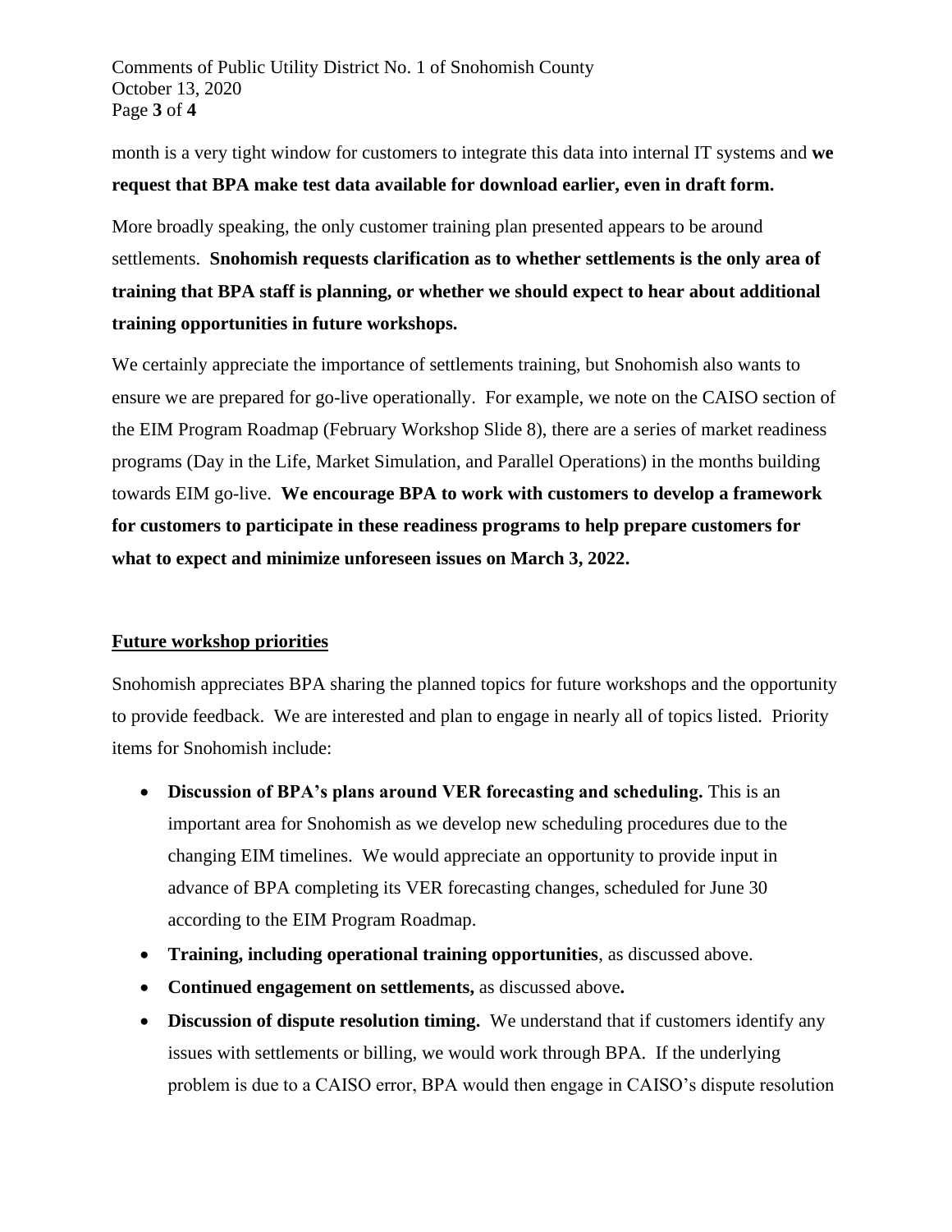month is a very tight window for customers to integrate this data into internal IT systems and **we request that BPA make test data available for download earlier, even in draft form.**

More broadly speaking, the only customer training plan presented appears to be around settlements. **Snohomish requests clarification as to whether settlements is the only area of training that BPA staff is planning, or whether we should expect to hear about additional training opportunities in future workshops.**

We certainly appreciate the importance of settlements training, but Snohomish also wants to ensure we are prepared for go-live operationally. For example, we note on the CAISO section of the EIM Program Roadmap (February Workshop Slide 8), there are a series of market readiness programs (Day in the Life, Market Simulation, and Parallel Operations) in the months building towards EIM go-live. **We encourage BPA to work with customers to develop a framework for customers to participate in these readiness programs to help prepare customers for what to expect and minimize unforeseen issues on March 3, 2022.**

## Future workshop priorities

Snohomish appreciates BPA sharing the planned topics for future workshops and the opportunity to provide feedback. We are interested and plan to engage in nearly all of topics listed. Priority items for Snohomish include:

- **Discussion of BPA's plans around VER forecasting and scheduling.** This is an important area for Snohomish as we develop new scheduling procedures due to the changing EIM timelines. We would appreciate an opportunity to provide input in advance of BPA completing its VER forecasting changes, scheduled for June 30 according to the EIM Program Roadmap.
- **Training, including operational training opportunities**, as discussed above.
- **Continued engagement on settlements,** as discussed above**.**
- **Discussion of dispute resolution timing.** We understand that if customers identify any issues with settlements or billing, we would work through BPA. If the underlying problem is due to a CAISO error, BPA would then engage in CAISO's dispute resolution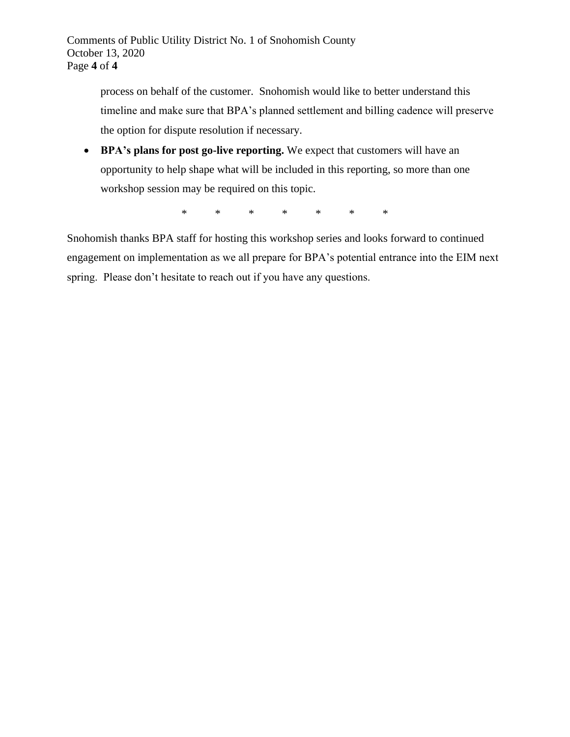process on behalf of the customer.  Snohomish would like to better understand this timeline and make sure that BPA's planned settlement and billing cadence will preserve the option for dispute resolution if necessary.

- **BPA's plans for post go-live reporting.** We expect that customers will have an opportunity to help shape what will be included in this reporting, so more than one workshop session may be required on this topic.

\* \* \* \* \* \* \*

Snohomish thanks BPA staff for hosting this workshop series and looks forward to continued engagement on implementation as we all prepare for BPA's potential entrance into the EIM next spring.  Please don't hesitate to reach out if you have any questions.